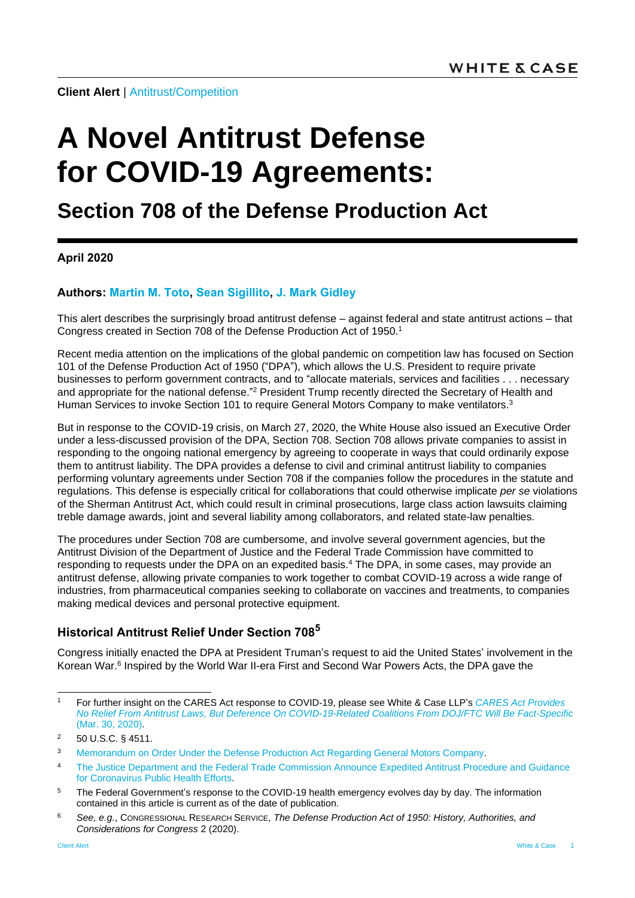**Client Alert** | Antitrust/Competition

# A Novel Antitrust Defense for COVID-19 Agreements:

## Section 708 of the Defense Production Act

**April 2020**

**Authors: Martin M. Toto, Sean Sigillito, J. Mark Gidley**

This alert describes the surprisingly broad antitrust defense – against federal and state antitrust actions – that Congress created in Section 708 of the Defense Production Act of 1950.[1]

Recent media attention on the implications of the global pandemic on competition law has focused on Section 101 of the Defense Production Act of 1950 ("DPA"), which allows the U.S. President to require private businesses to perform government contracts, and to "allocate materials, services and facilities . . . necessary and appropriate for the national defense."[2] President Trump recently directed the Secretary of Health and Human Services to invoke Section 101 to require General Motors Company to make ventilators.[3]

But in response to the COVID-19 crisis, on March 27, 2020, the White House also issued an Executive Order under a less-discussed provision of the DPA, Section 708. Section 708 allows private companies to assist in responding to the ongoing national emergency by agreeing to cooperate in ways that could ordinarily expose them to antitrust liability. The DPA provides a defense to civil and criminal antitrust liability to companies performing voluntary agreements under Section 708 if the companies follow the procedures in the statute and regulations. This defense is especially critical for collaborations that could otherwise implicate *per se* violations of the Sherman Antitrust Act, which could result in criminal prosecutions, large class action lawsuits claiming treble damage awards, joint and several liability among collaborators, and related state-law penalties.

The procedures under Section 708 are cumbersome, and involve several government agencies, but the Antitrust Division of the Department of Justice and the Federal Trade Commission have committed to responding to requests under the DPA on an expedited basis.[4] The DPA, in some cases, may provide an antitrust defense, allowing private companies to work together to combat COVID-19 across a wide range of industries, from pharmaceutical companies seeking to collaborate on vaccines and treatments, to companies making medical devices and personal protective equipment.

### Historical Antitrust Relief Under Section 708[5]

Congress initially enacted the DPA at President Truman's request to aid the United States' involvement in the Korean War.[6] Inspired by the World War II-era First and Second War Powers Acts, the DPA gave the

---

[1] For further insight on the CARES Act response to COVID-19, please see White & Case LLP's *CARES Act Provides No Relief From Antitrust Laws, But Deference On COVID-19-Related Coalitions From DOJ/FTC Will Be Fact-Specific* (Mar. 30, 2020).

[2] 50 U.S.C. § 4511.

[3] Memorandum on Order Under the Defense Production Act Regarding General Motors Company.

[4] The Justice Department and the Federal Trade Commission Announce Expedited Antitrust Procedure and Guidance for Coronavirus Public Health Efforts.

[5] The Federal Government's response to the COVID-19 health emergency evolves day by day. The information contained in this article is current as of the date of publication.

[6] *See, e.g.*, Congressional Research Service, *The Defense Production Act of 1950: History, Authorities, and Considerations for Congress* 2 (2020).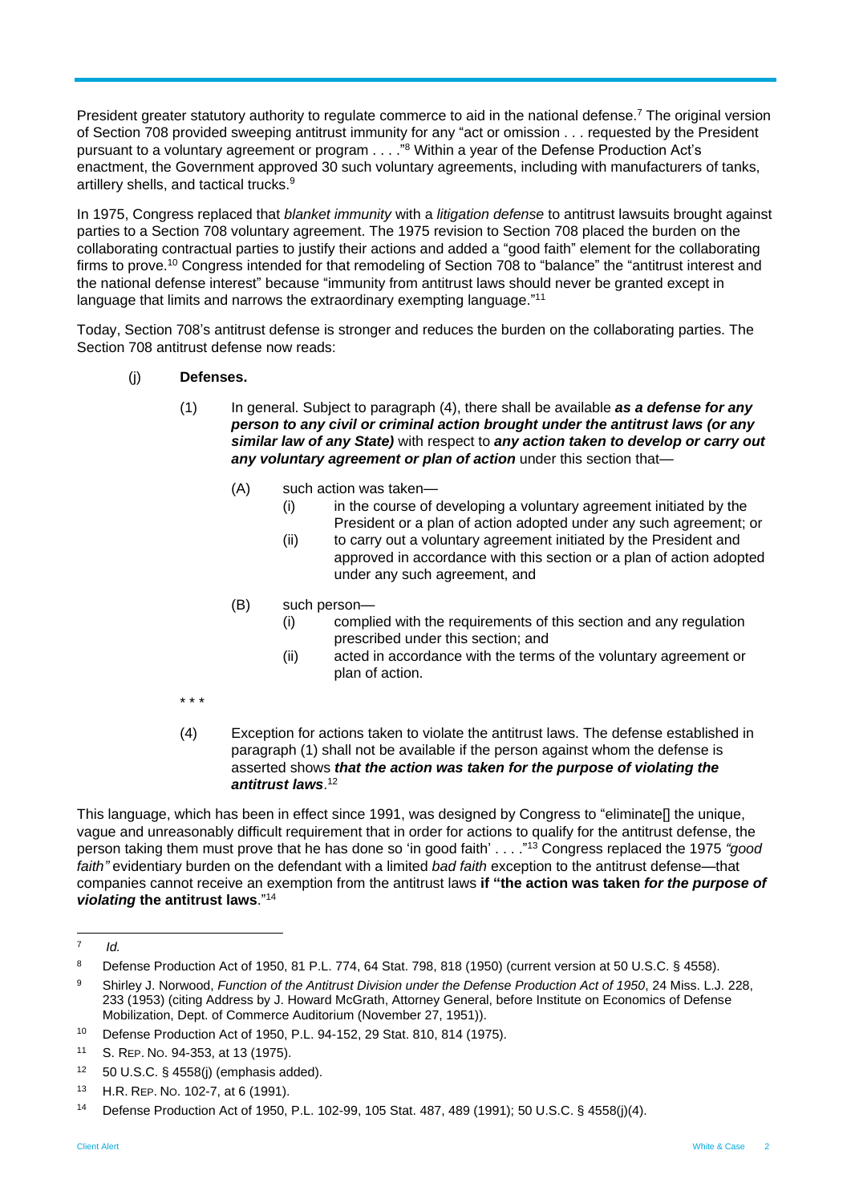President greater statutory authority to regulate commerce to aid in the national defense.[7] The original version of Section 708 provided sweeping antitrust immunity for any "act or omission . . . requested by the President pursuant to a voluntary agreement or program . . . ."[8] Within a year of the Defense Production Act's enactment, the Government approved 30 such voluntary agreements, including with manufacturers of tanks, artillery shells, and tactical trucks.[9]

In 1975, Congress replaced that *blanket immunity* with a *litigation defense* to antitrust lawsuits brought against parties to a Section 708 voluntary agreement. The 1975 revision to Section 708 placed the burden on the collaborating contractual parties to justify their actions and added a "good faith" element for the collaborating firms to prove.[10] Congress intended for that remodeling of Section 708 to "balance" the "antitrust interest and the national defense interest" because "immunity from antitrust laws should never be granted except in language that limits and narrows the extraordinary exempting language."[11]

Today, Section 708's antitrust defense is stronger and reduces the burden on the collaborating parties. The Section 708 antitrust defense now reads:

> (j) **Defenses.**
>
> (1) In general. Subject to paragraph (4), there shall be available ***as a defense for any person to any civil or criminal action brought under the antitrust laws (or any similar law of any State)*** with respect to ***any action taken to develop or carry out any voluntary agreement or plan of action*** under this section that—
>
> (A) such action was taken—
>
> (i) in the course of developing a voluntary agreement initiated by the President or a plan of action adopted under any such agreement; or
>
> (ii) to carry out a voluntary agreement initiated by the President and approved in accordance with this section or a plan of action adopted under any such agreement, and
>
> (B) such person—
>
> (i) complied with the requirements of this section and any regulation prescribed under this section; and
>
> (ii) acted in accordance with the terms of the voluntary agreement or plan of action.
>
> * * *
>
> (4) Exception for actions taken to violate the antitrust laws. The defense established in paragraph (1) shall not be available if the person against whom the defense is asserted shows ***that the action was taken for the purpose of violating the antitrust laws***.[12]

This language, which has been in effect since 1991, was designed by Congress to "eliminate[] the unique, vague and unreasonably difficult requirement that in order for actions to qualify for the antitrust defense, the person taking them must prove that he has done so 'in good faith' . . . ."[13] Congress replaced the 1975 *"good faith"* evidentiary burden on the defendant with a limited *bad faith* exception to the antitrust defense—that companies cannot receive an exemption from the antitrust laws **if "the action was taken *for the purpose of violating* the antitrust laws**."[14]

---

[7] *Id.*

[8] Defense Production Act of 1950, 81 P.L. 774, 64 Stat. 798, 818 (1950) (current version at 50 U.S.C. § 4558).

[9] Shirley J. Norwood, *Function of the Antitrust Division under the Defense Production Act of 1950*, 24 Miss. L.J. 228, 233 (1953) (citing Address by J. Howard McGrath, Attorney General, before Institute on Economics of Defense Mobilization, Dept. of Commerce Auditorium (November 27, 1951)).

[10] Defense Production Act of 1950, P.L. 94-152, 29 Stat. 810, 814 (1975).

[11] S. Rep. No. 94-353, at 13 (1975).

[12] 50 U.S.C. § 4558(j) (emphasis added).

[13] H.R. Rep. No. 102-7, at 6 (1991).

[14] Defense Production Act of 1950, P.L. 102-99, 105 Stat. 487, 489 (1991); 50 U.S.C. § 4558(j)(4).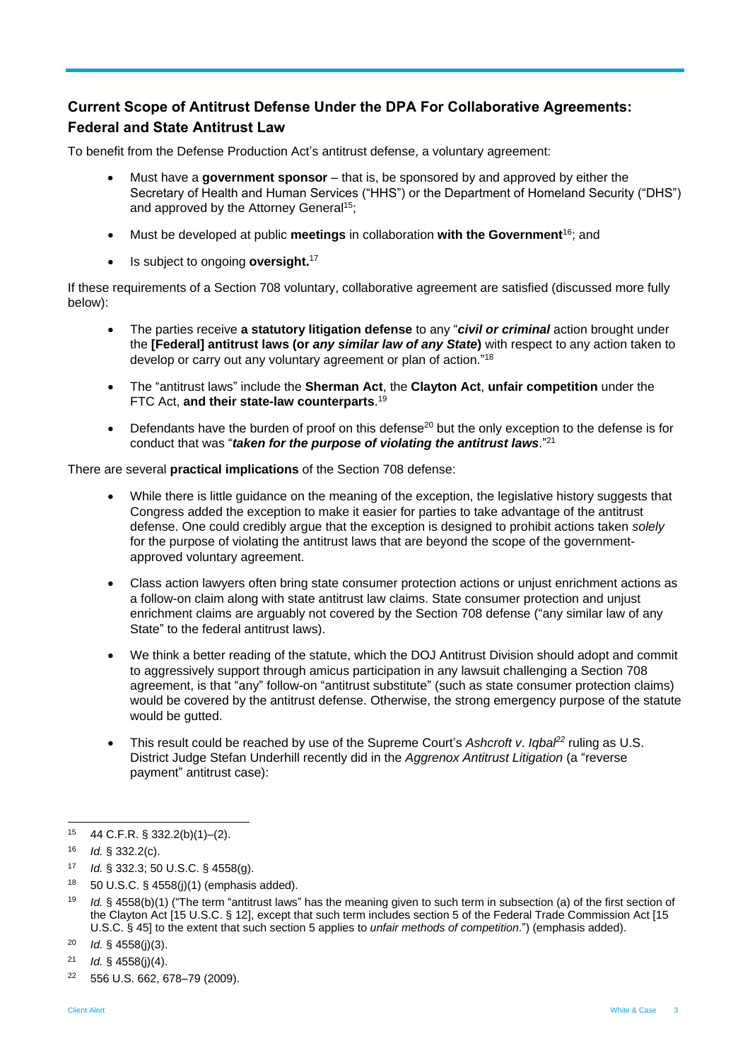## Current Scope of Antitrust Defense Under the DPA For Collaborative Agreements: Federal and State Antitrust Law

To benefit from the Defense Production Act's antitrust defense, a voluntary agreement:

- Must have a **government sponsor** – that is, be sponsored by and approved by either the Secretary of Health and Human Services ("HHS") or the Department of Homeland Security ("DHS") and approved by the Attorney General[15];
- Must be developed at public **meetings** in collaboration **with the Government**[16]; and
- Is subject to ongoing **oversight.**[17]

If these requirements of a Section 708 voluntary, collaborative agreement are satisfied (discussed more fully below):

- The parties receive **a statutory litigation defense** to any "***civil or criminal*** action brought under the **[Federal] antitrust laws (or *any similar law of any State*)** with respect to any action taken to develop or carry out any voluntary agreement or plan of action."[18]
- The "antitrust laws" include the **Sherman Act**, the **Clayton Act**, **unfair competition** under the FTC Act, **and their state-law counterparts**.[19]
- Defendants have the burden of proof on this defense[20] but the only exception to the defense is for conduct that was "***taken for the purpose of violating the antitrust laws***."[21]

There are several **practical implications** of the Section 708 defense:

- While there is little guidance on the meaning of the exception, the legislative history suggests that Congress added the exception to make it easier for parties to take advantage of the antitrust defense. One could credibly argue that the exception is designed to prohibit actions taken *solely* for the purpose of violating the antitrust laws that are beyond the scope of the government-approved voluntary agreement.
- Class action lawyers often bring state consumer protection actions or unjust enrichment actions as a follow-on claim along with state antitrust law claims. State consumer protection and unjust enrichment claims are arguably not covered by the Section 708 defense ("any similar law of any State" to the federal antitrust laws).
- We think a better reading of the statute, which the DOJ Antitrust Division should adopt and commit to aggressively support through amicus participation in any lawsuit challenging a Section 708 agreement, is that "any" follow-on "antitrust substitute" (such as state consumer protection claims) would be covered by the antitrust defense. Otherwise, the strong emergency purpose of the statute would be gutted.
- This result could be reached by use of the Supreme Court's *Ashcroft v. Iqbal*[22] ruling as U.S. District Judge Stefan Underhill recently did in the *Aggrenox Antitrust Litigation* (a "reverse payment" antitrust case):

---

[15] 44 C.F.R. § 332.2(b)(1)–(2).

[16] *Id.* § 332.2(c).

[17] *Id.* § 332.3; 50 U.S.C. § 4558(g).

[18] 50 U.S.C. § 4558(j)(1) (emphasis added).

[19] *Id.* § 4558(b)(1) ("The term "antitrust laws" has the meaning given to such term in subsection (a) of the first section of the Clayton Act [15 U.S.C. § 12], except that such term includes section 5 of the Federal Trade Commission Act [15 U.S.C. § 45] to the extent that such section 5 applies to *unfair methods of competition*.") (emphasis added).

[20] *Id.* § 4558(j)(3).

[21] *Id.* § 4558(j)(4).

[22] 556 U.S. 662, 678–79 (2009).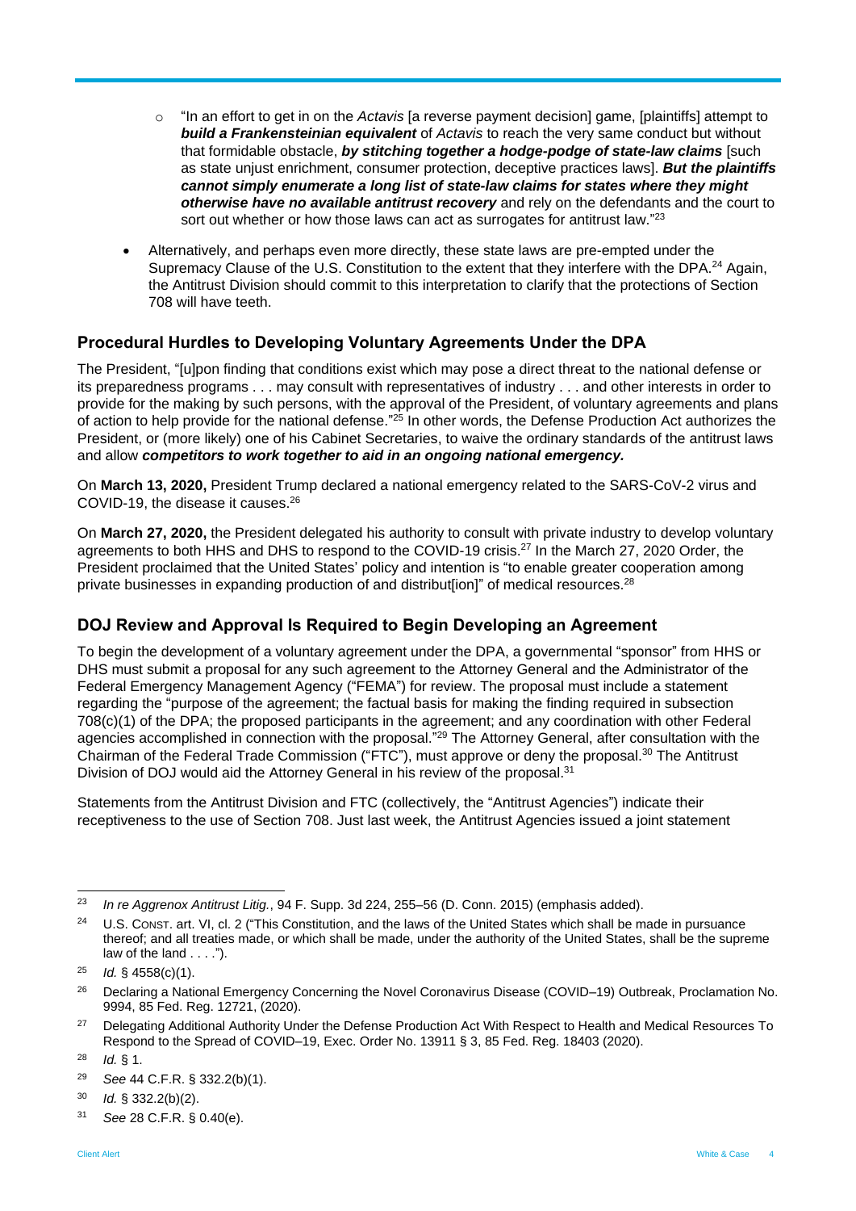- "In an effort to get in on the *Actavis* [a reverse payment decision] game, [plaintiffs] attempt to ***build a Frankensteinian equivalent*** of *Actavis* to reach the very same conduct but without that formidable obstacle, ***by stitching together a hodge-podge of state-law claims*** [such as state unjust enrichment, consumer protection, deceptive practices laws]. ***But the plaintiffs cannot simply enumerate a long list of state-law claims for states where they might otherwise have no available antitrust recovery*** and rely on the defendants and the court to sort out whether or how those laws can act as surrogates for antitrust law."[23]

- Alternatively, and perhaps even more directly, these state laws are pre-empted under the Supremacy Clause of the U.S. Constitution to the extent that they interfere with the DPA.[24] Again, the Antitrust Division should commit to this interpretation to clarify that the protections of Section 708 will have teeth.

## Procedural Hurdles to Developing Voluntary Agreements Under the DPA

The President, "[u]pon finding that conditions exist which may pose a direct threat to the national defense or its preparedness programs . . . may consult with representatives of industry . . . and other interests in order to provide for the making by such persons, with the approval of the President, of voluntary agreements and plans of action to help provide for the national defense."[25] In other words, the Defense Production Act authorizes the President, or (more likely) one of his Cabinet Secretaries, to waive the ordinary standards of the antitrust laws and allow ***competitors to work together to aid in an ongoing national emergency.***

On **March 13, 2020,** President Trump declared a national emergency related to the SARS-CoV-2 virus and COVID-19, the disease it causes.[26]

On **March 27, 2020,** the President delegated his authority to consult with private industry to develop voluntary agreements to both HHS and DHS to respond to the COVID-19 crisis.[27] In the March 27, 2020 Order, the President proclaimed that the United States' policy and intention is "to enable greater cooperation among private businesses in expanding production of and distribut[ion]" of medical resources.[28]

## DOJ Review and Approval Is Required to Begin Developing an Agreement

To begin the development of a voluntary agreement under the DPA, a governmental "sponsor" from HHS or DHS must submit a proposal for any such agreement to the Attorney General and the Administrator of the Federal Emergency Management Agency ("FEMA") for review. The proposal must include a statement regarding the "purpose of the agreement; the factual basis for making the finding required in subsection 708(c)(1) of the DPA; the proposed participants in the agreement; and any coordination with other Federal agencies accomplished in connection with the proposal."[29] The Attorney General, after consultation with the Chairman of the Federal Trade Commission ("FTC"), must approve or deny the proposal.[30] The Antitrust Division of DOJ would aid the Attorney General in his review of the proposal.[31]

Statements from the Antitrust Division and FTC (collectively, the "Antitrust Agencies") indicate their receptiveness to the use of Section 708. Just last week, the Antitrust Agencies issued a joint statement

---

[23] *In re Aggrenox Antitrust Litig.*, 94 F. Supp. 3d 224, 255–56 (D. Conn. 2015) (emphasis added).

[24] U.S. CONST. art. VI, cl. 2 ("This Constitution, and the laws of the United States which shall be made in pursuance thereof; and all treaties made, or which shall be made, under the authority of the United States, shall be the supreme law of the land . . . .").

[25] *Id.* § 4558(c)(1).

[26] Declaring a National Emergency Concerning the Novel Coronavirus Disease (COVID–19) Outbreak, Proclamation No. 9994, 85 Fed. Reg. 12721, (2020).

[27] Delegating Additional Authority Under the Defense Production Act With Respect to Health and Medical Resources To Respond to the Spread of COVID–19, Exec. Order No. 13911 § 3, 85 Fed. Reg. 18403 (2020).

[28] *Id.* § 1.

[29] *See* 44 C.F.R. § 332.2(b)(1).

[30] *Id.* § 332.2(b)(2).

[31] *See* 28 C.F.R. § 0.40(e).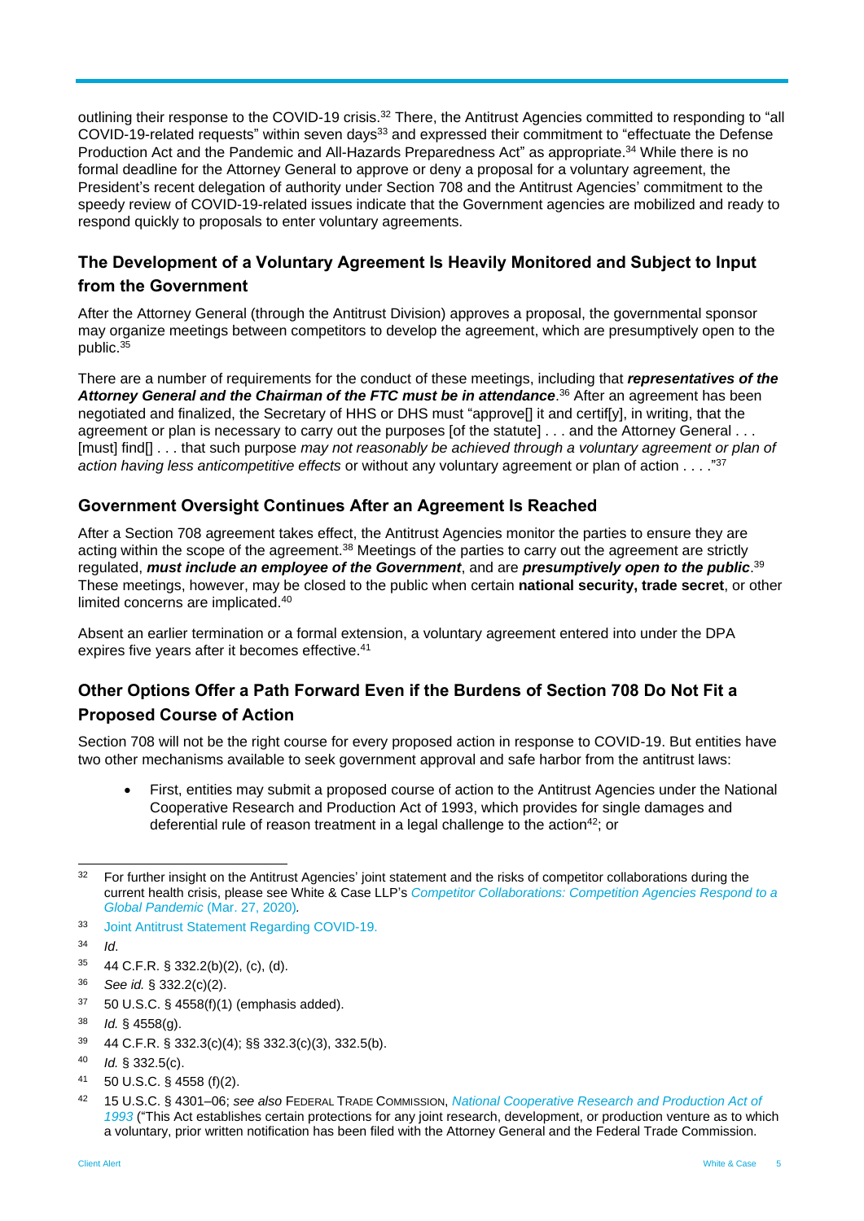outlining their response to the COVID-19 crisis.[32] There, the Antitrust Agencies committed to responding to "all COVID-19-related requests" within seven days[33] and expressed their commitment to "effectuate the Defense Production Act and the Pandemic and All-Hazards Preparedness Act" as appropriate.[34] While there is no formal deadline for the Attorney General to approve or deny a proposal for a voluntary agreement, the President's recent delegation of authority under Section 708 and the Antitrust Agencies' commitment to the speedy review of COVID-19-related issues indicate that the Government agencies are mobilized and ready to respond quickly to proposals to enter voluntary agreements.

## The Development of a Voluntary Agreement Is Heavily Monitored and Subject to Input from the Government

After the Attorney General (through the Antitrust Division) approves a proposal, the governmental sponsor may organize meetings between competitors to develop the agreement, which are presumptively open to the public.[35]

There are a number of requirements for the conduct of these meetings, including that ***representatives of the Attorney General and the Chairman of the FTC must be in attendance***.[36] After an agreement has been negotiated and finalized, the Secretary of HHS or DHS must "approve[] it and certif[y], in writing, that the agreement or plan is necessary to carry out the purposes [of the statute] . . . and the Attorney General . . . [must] find[] . . . that such purpose *may not reasonably be achieved through a voluntary agreement or plan of action having less anticompetitive effects* or without any voluntary agreement or plan of action . . . ."[37]

## Government Oversight Continues After an Agreement Is Reached

After a Section 708 agreement takes effect, the Antitrust Agencies monitor the parties to ensure they are acting within the scope of the agreement.[38] Meetings of the parties to carry out the agreement are strictly regulated, ***must include an employee of the Government***, and are ***presumptively open to the public***.[39] These meetings, however, may be closed to the public when certain **national security, trade secret**, or other limited concerns are implicated.[40]

Absent an earlier termination or a formal extension, a voluntary agreement entered into under the DPA expires five years after it becomes effective.[41]

## Other Options Offer a Path Forward Even if the Burdens of Section 708 Do Not Fit a Proposed Course of Action

Section 708 will not be the right course for every proposed action in response to COVID-19. But entities have two other mechanisms available to seek government approval and safe harbor from the antitrust laws:

- First, entities may submit a proposed course of action to the Antitrust Agencies under the National Cooperative Research and Production Act of 1993, which provides for single damages and deferential rule of reason treatment in a legal challenge to the action[42]; or

---

[32] For further insight on the Antitrust Agencies' joint statement and the risks of competitor collaborations during the current health crisis, please see White & Case LLP's *Competitor Collaborations: Competition Agencies Respond to a Global Pandemic* (Mar. 27, 2020).

[33] Joint Antitrust Statement Regarding COVID-19.

[34] *Id*.

[35] 44 C.F.R. § 332.2(b)(2), (c), (d).

[36] *See id.* § 332.2(c)(2).

[37] 50 U.S.C. § 4558(f)(1) (emphasis added).

[38] *Id.* § 4558(g).

[39] 44 C.F.R. § 332.3(c)(4); §§ 332.3(c)(3), 332.5(b).

[40] *Id.* § 332.5(c).

[41] 50 U.S.C. § 4558 (f)(2).

[42] 15 U.S.C. § 4301–06; *see also* FEDERAL TRADE COMMISSION, *National Cooperative Research and Production Act of 1993* ("This Act establishes certain protections for any joint research, development, or production venture as to which a voluntary, prior written notification has been filed with the Attorney General and the Federal Trade Commission.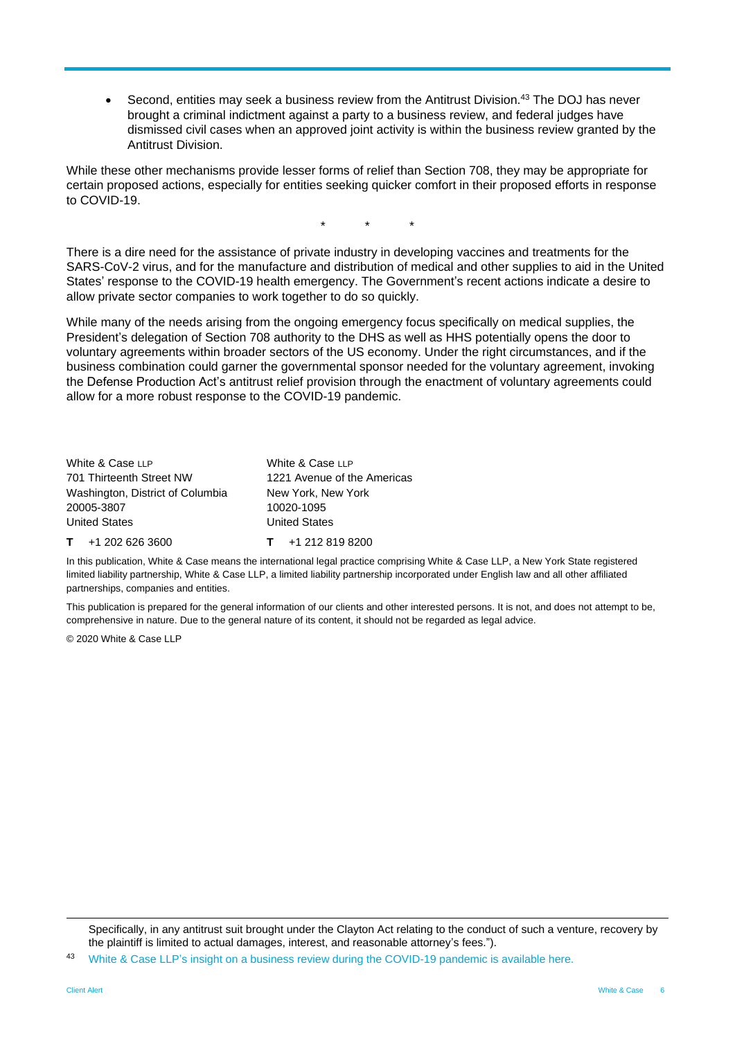- Second, entities may seek a business review from the Antitrust Division.[43] The DOJ has never brought a criminal indictment against a party to a business review, and federal judges have dismissed civil cases when an approved joint activity is within the business review granted by the Antitrust Division.

While these other mechanisms provide lesser forms of relief than Section 708, they may be appropriate for certain proposed actions, especially for entities seeking quicker comfort in their proposed efforts in response to COVID-19.

\* \* \*

There is a dire need for the assistance of private industry in developing vaccines and treatments for the SARS-CoV-2 virus, and for the manufacture and distribution of medical and other supplies to aid in the United States' response to the COVID-19 health emergency. The Government's recent actions indicate a desire to allow private sector companies to work together to do so quickly.

While many of the needs arising from the ongoing emergency focus specifically on medical supplies, the President's delegation of Section 708 authority to the DHS as well as HHS potentially opens the door to voluntary agreements within broader sectors of the US economy. Under the right circumstances, and if the business combination could garner the governmental sponsor needed for the voluntary agreement, invoking the Defense Production Act's antitrust relief provision through the enactment of voluntary agreements could allow for a more robust response to the COVID-19 pandemic.

White & Case LLP
701 Thirteenth Street NW
Washington, District of Columbia
20005-3807
United States

**T** +1 202 626 3600

White & Case LLP
1221 Avenue of the Americas
New York, New York
10020-1095
United States

**T** +1 212 819 8200

In this publication, White & Case means the international legal practice comprising White & Case LLP, a New York State registered limited liability partnership, White & Case LLP, a limited liability partnership incorporated under English law and all other affiliated partnerships, companies and entities.

This publication is prepared for the general information of our clients and other interested persons. It is not, and does not attempt to be, comprehensive in nature. Due to the general nature of its content, it should not be regarded as legal advice.

© 2020 White & Case LLP

---

Specifically, in any antitrust suit brought under the Clayton Act relating to the conduct of such a venture, recovery by the plaintiff is limited to actual damages, interest, and reasonable attorney's fees.").

[43] White & Case LLP's insight on a business review during the COVID-19 pandemic is available here.